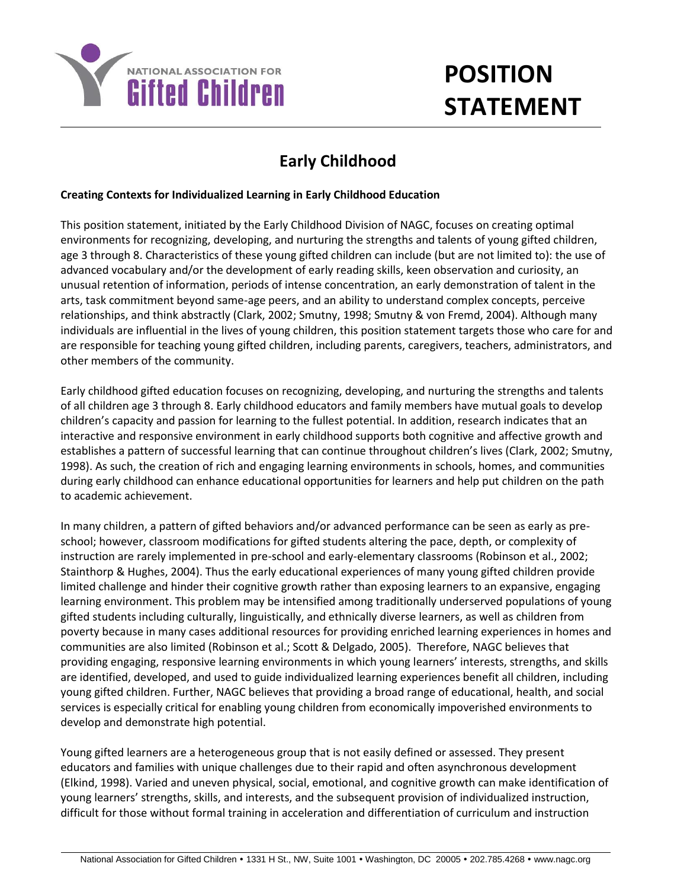NATIONAL ASSOCIATION FOR **Gifted Children**

# POSITION STATEMENT

## Early Childhood

**Creating Contexts for Individualized Learning in Early Childhood Education**

This position statement, initiated by the Early Childhood Division of NAGC, focuses on creating optimal environments for recognizing, developing, and nurturing the strengths and talents of young gifted children, age 3 through 8. Characteristics of these young gifted children can include (but are not limited to): the use of advanced vocabulary and/or the development of early reading skills, keen observation and curiosity, an unusual retention of information, periods of intense concentration, an early demonstration of talent in the arts, task commitment beyond same-age peers, and an ability to understand complex concepts, perceive relationships, and think abstractly (Clark, 2002; Smutny, 1998; Smutny & von Fremd, 2004). Although many individuals are influential in the lives of young children, this position statement targets those who care for and are responsible for teaching young gifted children, including parents, caregivers, teachers, administrators, and other members of the community.

Early childhood gifted education focuses on recognizing, developing, and nurturing the strengths and talents of all children age 3 through 8. Early childhood educators and family members have mutual goals to develop children's capacity and passion for learning to the fullest potential. In addition, research indicates that an interactive and responsive environment in early childhood supports both cognitive and affective growth and establishes a pattern of successful learning that can continue throughout children's lives (Clark, 2002; Smutny, 1998). As such, the creation of rich and engaging learning environments in schools, homes, and communities during early childhood can enhance educational opportunities for learners and help put children on the path to academic achievement.

In many children, a pattern of gifted behaviors and/or advanced performance can be seen as early as pre-school; however, classroom modifications for gifted students altering the pace, depth, or complexity of instruction are rarely implemented in pre-school and early-elementary classrooms (Robinson et al., 2002; Stainthorp & Hughes, 2004). Thus the early educational experiences of many young gifted children provide limited challenge and hinder their cognitive growth rather than exposing learners to an expansive, engaging learning environment. This problem may be intensified among traditionally underserved populations of young gifted students including culturally, linguistically, and ethnically diverse learners, as well as children from poverty because in many cases additional resources for providing enriched learning experiences in homes and communities are also limited (Robinson et al.; Scott & Delgado, 2005). Therefore, NAGC believes that providing engaging, responsive learning environments in which young learners' interests, strengths, and skills are identified, developed, and used to guide individualized learning experiences benefit all children, including young gifted children. Further, NAGC believes that providing a broad range of educational, health, and social services is especially critical for enabling young children from economically impoverished environments to develop and demonstrate high potential.

Young gifted learners are a heterogeneous group that is not easily defined or assessed. They present educators and families with unique challenges due to their rapid and often asynchronous development (Elkind, 1998). Varied and uneven physical, social, emotional, and cognitive growth can make identification of young learners' strengths, skills, and interests, and the subsequent provision of individualized instruction, difficult for those without formal training in acceleration and differentiation of curriculum and instruction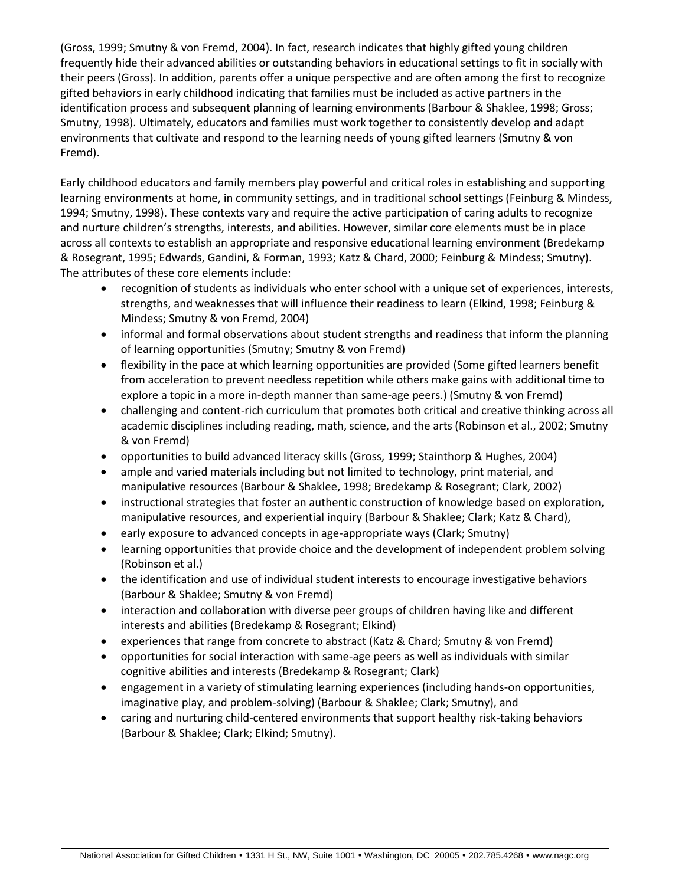(Gross, 1999; Smutny & von Fremd, 2004). In fact, research indicates that highly gifted young children frequently hide their advanced abilities or outstanding behaviors in educational settings to fit in socially with their peers (Gross). In addition, parents offer a unique perspective and are often among the first to recognize gifted behaviors in early childhood indicating that families must be included as active partners in the identification process and subsequent planning of learning environments (Barbour & Shaklee, 1998; Gross; Smutny, 1998). Ultimately, educators and families must work together to consistently develop and adapt environments that cultivate and respond to the learning needs of young gifted learners (Smutny & von Fremd).

Early childhood educators and family members play powerful and critical roles in establishing and supporting learning environments at home, in community settings, and in traditional school settings (Feinburg & Mindess, 1994; Smutny, 1998). These contexts vary and require the active participation of caring adults to recognize and nurture children's strengths, interests, and abilities. However, similar core elements must be in place across all contexts to establish an appropriate and responsive educational learning environment (Bredekamp & Rosegrant, 1995; Edwards, Gandini, & Forman, 1993; Katz & Chard, 2000; Feinburg & Mindess; Smutny). The attributes of these core elements include:

- recognition of students as individuals who enter school with a unique set of experiences, interests, strengths, and weaknesses that will influence their readiness to learn (Elkind, 1998; Feinburg & Mindess; Smutny & von Fremd, 2004)
- informal and formal observations about student strengths and readiness that inform the planning of learning opportunities (Smutny; Smutny & von Fremd)
- flexibility in the pace at which learning opportunities are provided (Some gifted learners benefit from acceleration to prevent needless repetition while others make gains with additional time to explore a topic in a more in-depth manner than same-age peers.) (Smutny & von Fremd)
- challenging and content-rich curriculum that promotes both critical and creative thinking across all academic disciplines including reading, math, science, and the arts (Robinson et al., 2002; Smutny & von Fremd)
- opportunities to build advanced literacy skills (Gross, 1999; Stainthorp & Hughes, 2004)
- ample and varied materials including but not limited to technology, print material, and manipulative resources (Barbour & Shaklee, 1998; Bredekamp & Rosegrant; Clark, 2002)
- instructional strategies that foster an authentic construction of knowledge based on exploration, manipulative resources, and experiential inquiry (Barbour & Shaklee; Clark; Katz & Chard),
- early exposure to advanced concepts in age-appropriate ways (Clark; Smutny)
- learning opportunities that provide choice and the development of independent problem solving (Robinson et al.)
- the identification and use of individual student interests to encourage investigative behaviors (Barbour & Shaklee; Smutny & von Fremd)
- interaction and collaboration with diverse peer groups of children having like and different interests and abilities (Bredekamp & Rosegrant; Elkind)
- experiences that range from concrete to abstract (Katz & Chard; Smutny & von Fremd)
- opportunities for social interaction with same-age peers as well as individuals with similar cognitive abilities and interests (Bredekamp & Rosegrant; Clark)
- engagement in a variety of stimulating learning experiences (including hands-on opportunities, imaginative play, and problem-solving) (Barbour & Shaklee; Clark; Smutny), and
- caring and nurturing child-centered environments that support healthy risk-taking behaviors (Barbour & Shaklee; Clark; Elkind; Smutny).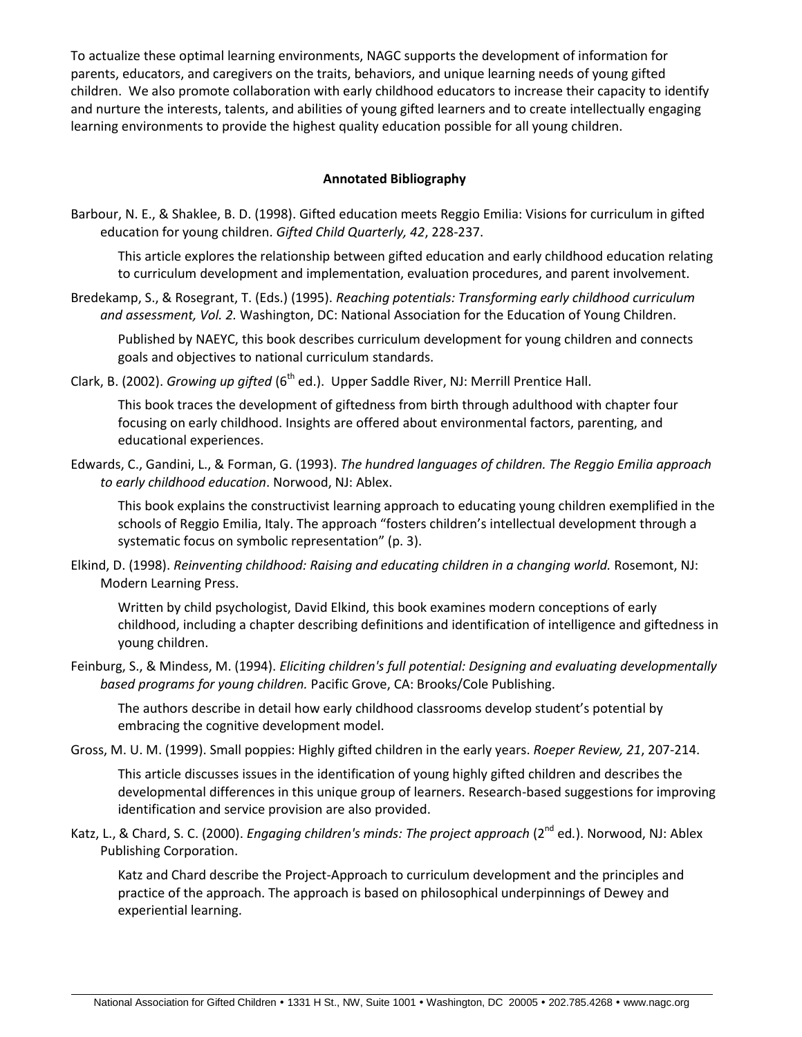To actualize these optimal learning environments, NAGC supports the development of information for parents, educators, and caregivers on the traits, behaviors, and unique learning needs of young gifted children. We also promote collaboration with early childhood educators to increase their capacity to identify and nurture the interests, talents, and abilities of young gifted learners and to create intellectually engaging learning environments to provide the highest quality education possible for all young children.

## Annotated Bibliography

Barbour, N. E., & Shaklee, B. D. (1998). Gifted education meets Reggio Emilia: Visions for curriculum in gifted education for young children. *Gifted Child Quarterly, 42*, 228-237.

> This article explores the relationship between gifted education and early childhood education relating to curriculum development and implementation, evaluation procedures, and parent involvement.

Bredekamp, S., & Rosegrant, T. (Eds.) (1995). *Reaching potentials: Transforming early childhood curriculum and assessment, Vol. 2.* Washington, DC: National Association for the Education of Young Children.

> Published by NAEYC, this book describes curriculum development for young children and connects goals and objectives to national curriculum standards.

Clark, B. (2002). *Growing up gifted* (6th ed.). Upper Saddle River, NJ: Merrill Prentice Hall.

> This book traces the development of giftedness from birth through adulthood with chapter four focusing on early childhood. Insights are offered about environmental factors, parenting, and educational experiences.

Edwards, C., Gandini, L., & Forman, G. (1993). *The hundred languages of children. The Reggio Emilia approach to early childhood education*. Norwood, NJ: Ablex.

> This book explains the constructivist learning approach to educating young children exemplified in the schools of Reggio Emilia, Italy. The approach "fosters children's intellectual development through a systematic focus on symbolic representation" (p. 3).

Elkind, D. (1998). *Reinventing childhood: Raising and educating children in a changing world.* Rosemont, NJ: Modern Learning Press.

> Written by child psychologist, David Elkind, this book examines modern conceptions of early childhood, including a chapter describing definitions and identification of intelligence and giftedness in young children.

Feinburg, S., & Mindess, M. (1994). *Eliciting children's full potential: Designing and evaluating developmentally based programs for young children.* Pacific Grove, CA: Brooks/Cole Publishing.

> The authors describe in detail how early childhood classrooms develop student's potential by embracing the cognitive development model.

Gross, M. U. M. (1999). Small poppies: Highly gifted children in the early years. *Roeper Review, 21*, 207-214.

> This article discusses issues in the identification of young highly gifted children and describes the developmental differences in this unique group of learners. Research-based suggestions for improving identification and service provision are also provided.

Katz, L., & Chard, S. C. (2000). *Engaging children's minds: The project approach* (2nd ed.). Norwood, NJ: Ablex Publishing Corporation.

> Katz and Chard describe the Project-Approach to curriculum development and the principles and practice of the approach. The approach is based on philosophical underpinnings of Dewey and experiential learning.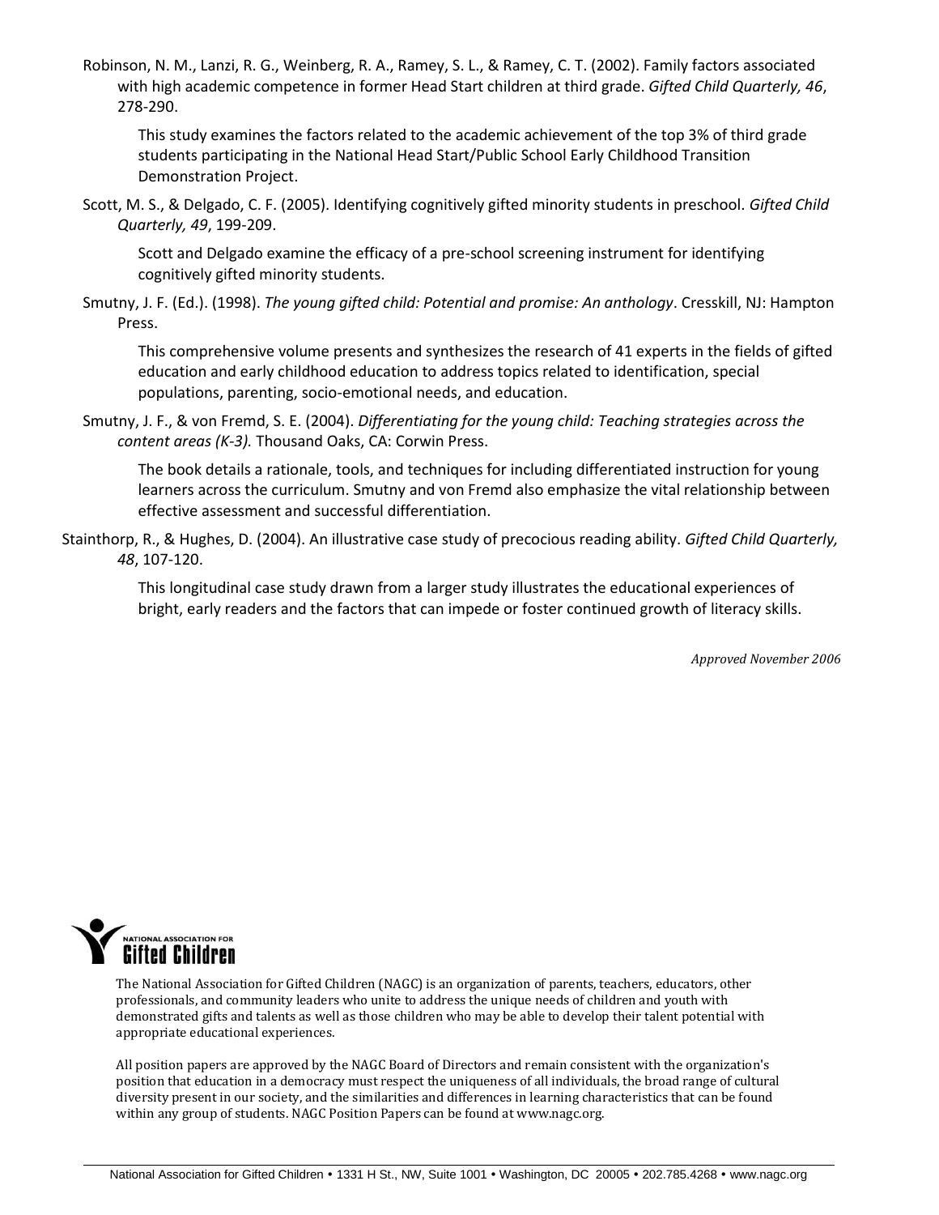Robinson, N. M., Lanzi, R. G., Weinberg, R. A., Ramey, S. L., & Ramey, C. T. (2002). Family factors associated with high academic competence in former Head Start children at third grade. *Gifted Child Quarterly, 46*, 278-290.

> This study examines the factors related to the academic achievement of the top 3% of third grade students participating in the National Head Start/Public School Early Childhood Transition Demonstration Project.

Scott, M. S., & Delgado, C. F. (2005). Identifying cognitively gifted minority students in preschool. *Gifted Child Quarterly, 49*, 199-209.

> Scott and Delgado examine the efficacy of a pre-school screening instrument for identifying cognitively gifted minority students.

Smutny, J. F. (Ed.). (1998). *The young gifted child: Potential and promise: An anthology*. Cresskill, NJ: Hampton Press.

> This comprehensive volume presents and synthesizes the research of 41 experts in the fields of gifted education and early childhood education to address topics related to identification, special populations, parenting, socio-emotional needs, and education.

Smutny, J. F., & von Fremd, S. E. (2004). *Differentiating for the young child: Teaching strategies across the content areas (K-3).* Thousand Oaks, CA: Corwin Press.

> The book details a rationale, tools, and techniques for including differentiated instruction for young learners across the curriculum. Smutny and von Fremd also emphasize the vital relationship between effective assessment and successful differentiation.

Stainthorp, R., & Hughes, D. (2004). An illustrative case study of precocious reading ability. *Gifted Child Quarterly, 48*, 107-120.

> This longitudinal case study drawn from a larger study illustrates the educational experiences of bright, early readers and the factors that can impede or foster continued growth of literacy skills.

*Approved November 2006*

NATIONAL ASSOCIATION FOR
Gifted Children

The National Association for Gifted Children (NAGC) is an organization of parents, teachers, educators, other professionals, and community leaders who unite to address the unique needs of children and youth with demonstrated gifts and talents as well as those children who may be able to develop their talent potential with appropriate educational experiences.

All position papers are approved by the NAGC Board of Directors and remain consistent with the organization's position that education in a democracy must respect the uniqueness of all individuals, the broad range of cultural diversity present in our society, and the similarities and differences in learning characteristics that can be found within any group of students. NAGC Position Papers can be found at www.nagc.org.

National Association for Gifted Children • 1331 H St., NW, Suite 1001 • Washington, DC 20005 • 202.785.4268 • www.nagc.org